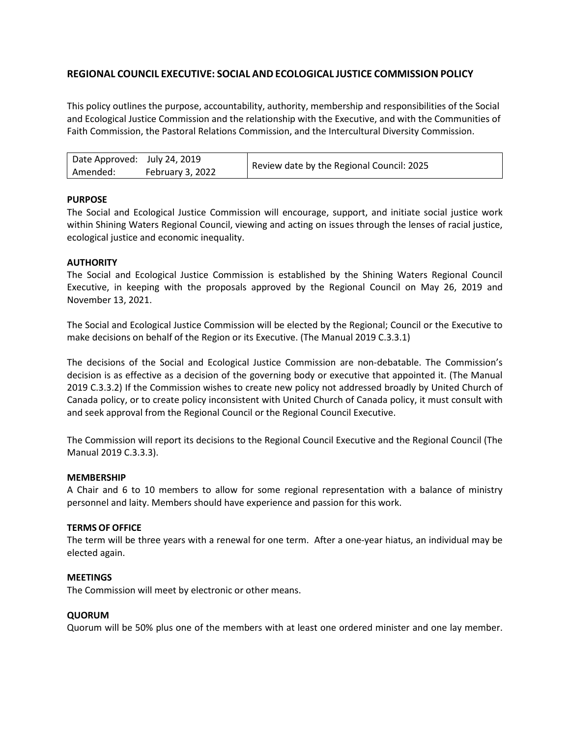## REGIONAL COUNCIL EXECUTIVE: SOCIAL AND ECOLOGICAL JUSTICE COMMISSION POLICY

This policy outlines the purpose, accountability, authority, membership and responsibilities of the Social and Ecological Justice Commission and the relationship with the Executive, and with the Communities of Faith Commission, the Pastoral Relations Commission, and the Intercultural Diversity Commission.

| Date Approved: July 24, 2019<br>Amended: February 3, 2022 | Review date by the Regional Council: 2025 |
|---|---|

**PURPOSE**

The Social and Ecological Justice Commission will encourage, support, and initiate social justice work within Shining Waters Regional Council, viewing and acting on issues through the lenses of racial justice, ecological justice and economic inequality.

**AUTHORITY**

The Social and Ecological Justice Commission is established by the Shining Waters Regional Council Executive, in keeping with the proposals approved by the Regional Council on May 26, 2019 and November 13, 2021.

The Social and Ecological Justice Commission will be elected by the Regional; Council or the Executive to make decisions on behalf of the Region or its Executive. (The Manual 2019 C.3.3.1)

The decisions of the Social and Ecological Justice Commission are non-debatable. The Commission's decision is as effective as a decision of the governing body or executive that appointed it. (The Manual 2019 C.3.3.2) If the Commission wishes to create new policy not addressed broadly by United Church of Canada policy, or to create policy inconsistent with United Church of Canada policy, it must consult with and seek approval from the Regional Council or the Regional Council Executive.

The Commission will report its decisions to the Regional Council Executive and the Regional Council (The Manual 2019 C.3.3.3).

**MEMBERSHIP**

A Chair and 6 to 10 members to allow for some regional representation with a balance of ministry personnel and laity. Members should have experience and passion for this work.

**TERMS OF OFFICE**

The term will be three years with a renewal for one term. After a one-year hiatus, an individual may be elected again.

**MEETINGS**

The Commission will meet by electronic or other means.

**QUORUM**

Quorum will be 50% plus one of the members with at least one ordered minister and one lay member.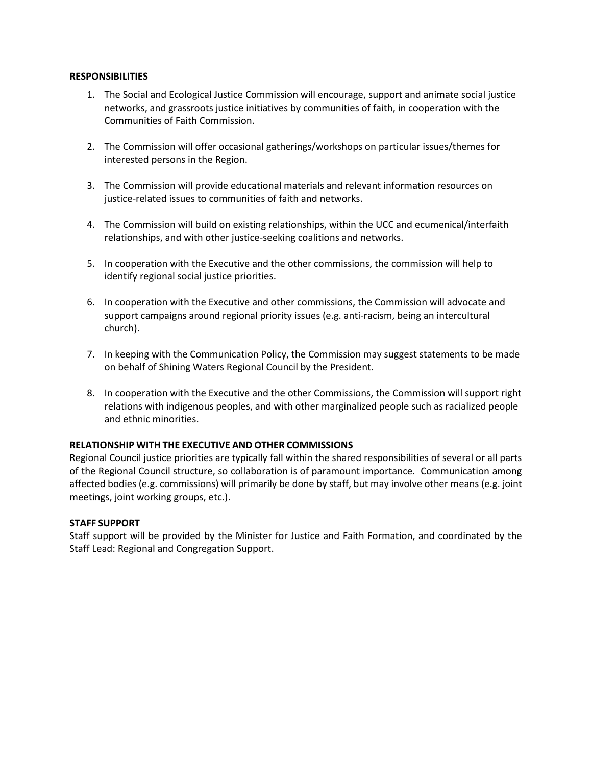**RESPONSIBILITIES**

1. The Social and Ecological Justice Commission will encourage, support and animate social justice networks, and grassroots justice initiatives by communities of faith, in cooperation with the Communities of Faith Commission.

2. The Commission will offer occasional gatherings/workshops on particular issues/themes for interested persons in the Region.

3. The Commission will provide educational materials and relevant information resources on justice-related issues to communities of faith and networks.

4. The Commission will build on existing relationships, within the UCC and ecumenical/interfaith relationships, and with other justice-seeking coalitions and networks.

5. In cooperation with the Executive and the other commissions, the commission will help to identify regional social justice priorities.

6. In cooperation with the Executive and other commissions, the Commission will advocate and support campaigns around regional priority issues (e.g. anti-racism, being an intercultural church).

7. In keeping with the Communication Policy, the Commission may suggest statements to be made on behalf of Shining Waters Regional Council by the President.

8. In cooperation with the Executive and the other Commissions, the Commission will support right relations with indigenous peoples, and with other marginalized people such as racialized people and ethnic minorities.

**RELATIONSHIP WITH THE EXECUTIVE AND OTHER COMMISSIONS**

Regional Council justice priorities are typically fall within the shared responsibilities of several or all parts of the Regional Council structure, so collaboration is of paramount importance. Communication among affected bodies (e.g. commissions) will primarily be done by staff, but may involve other means (e.g. joint meetings, joint working groups, etc.).

**STAFF SUPPORT**

Staff support will be provided by the Minister for Justice and Faith Formation, and coordinated by the Staff Lead: Regional and Congregation Support.